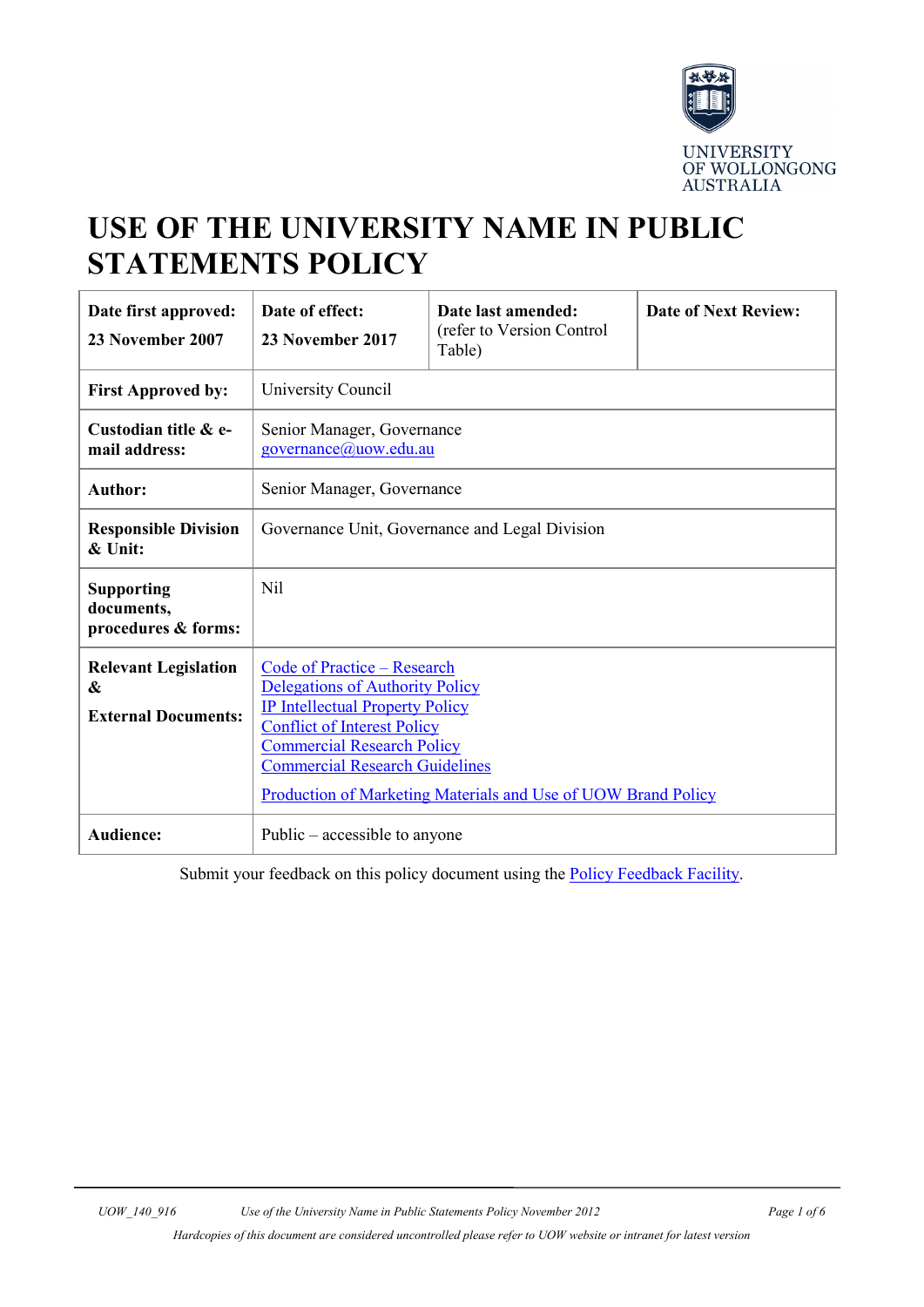UNIVERSITY OF WOLLONGONG AUSTRALIA

# USE OF THE UNIVERSITY NAME IN PUBLIC STATEMENTS POLICY

| **Date first approved:** **23 November 2007** | **Date of effect:** **23 November 2017** | **Date last amended:** (refer to Version Control Table) | **Date of Next Review:** |
|---|---|---|---|
| **First Approved by:** | University Council | | |
| **Custodian title & e-mail address:** | Senior Manager, Governance governance@uow.edu.au | | |
| **Author:** | Senior Manager, Governance | | |
| **Responsible Division & Unit:** | Governance Unit, Governance and Legal Division | | |
| **Supporting documents, procedures & forms:** | Nil | | |
| **Relevant Legislation & External Documents:** | Code of Practice – Research<br>Delegations of Authority Policy<br>IP Intellectual Property Policy<br>Conflict of Interest Policy<br>Commercial Research Policy<br>Commercial Research Guidelines<br>Production of Marketing Materials and Use of UOW Brand Policy | | |
| **Audience:** | Public – accessible to anyone | | |

Submit your feedback on this policy document using the Policy Feedback Facility.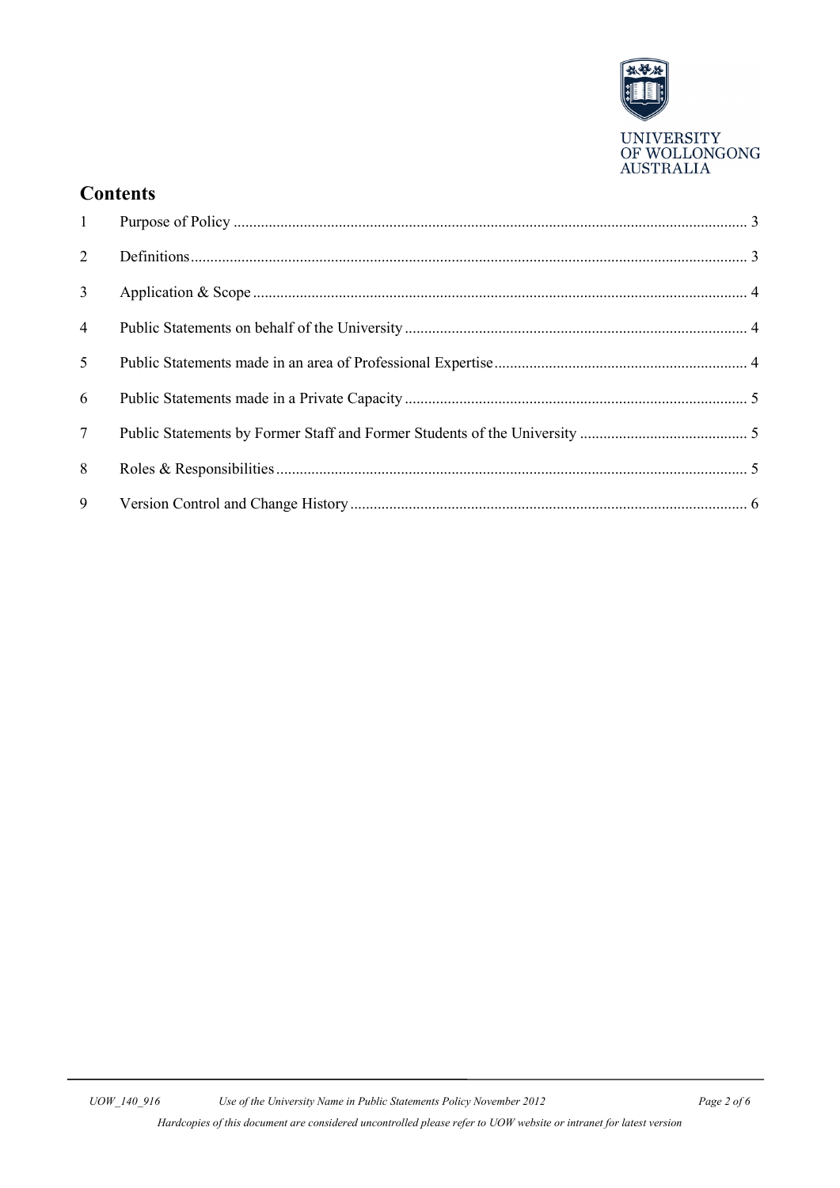## Contents

| | | |
|---|---|---|
| 1 | Purpose of Policy | 3 |
| 2 | Definitions | 3 |
| 3 | Application & Scope | 4 |
| 4 | Public Statements on behalf of the University | 4 |
| 5 | Public Statements made in an area of Professional Expertise | 4 |
| 6 | Public Statements made in a Private Capacity | 5 |
| 7 | Public Statements by Former Staff and Former Students of the University | 5 |
| 8 | Roles & Responsibilities | 5 |
| 9 | Version Control and Change History | 6 |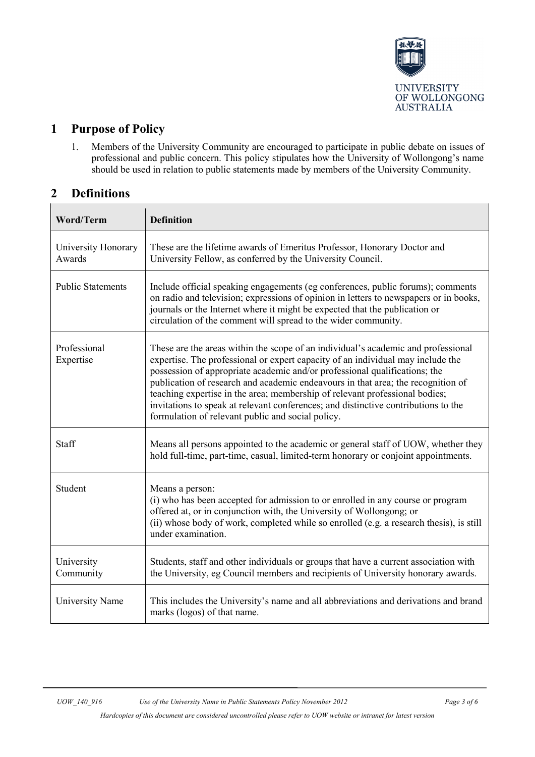# 1 Purpose of Policy

1. Members of the University Community are encouraged to participate in public debate on issues of professional and public concern. This policy stipulates how the University of Wollongong's name should be used in relation to public statements made by members of the University Community.

# 2 Definitions

| Word/Term | Definition |
|---|---|
| University Honorary Awards | These are the lifetime awards of Emeritus Professor, Honorary Doctor and University Fellow, as conferred by the University Council. |
| Public Statements | Include official speaking engagements (eg conferences, public forums); comments on radio and television; expressions of opinion in letters to newspapers or in books, journals or the Internet where it might be expected that the publication or circulation of the comment will spread to the wider community. |
| Professional Expertise | These are the areas within the scope of an individual's academic and professional expertise. The professional or expert capacity of an individual may include the possession of appropriate academic and/or professional qualifications; the publication of research and academic endeavours in that area; the recognition of teaching expertise in the area; membership of relevant professional bodies; invitations to speak at relevant conferences; and distinctive contributions to the formulation of relevant public and social policy. |
| Staff | Means all persons appointed to the academic or general staff of UOW, whether they hold full-time, part-time, casual, limited-term honorary or conjoint appointments. |
| Student | Means a person:<br>(i) who has been accepted for admission to or enrolled in any course or program offered at, or in conjunction with, the University of Wollongong; or<br>(ii) whose body of work, completed while so enrolled (e.g. a research thesis), is still under examination. |
| University Community | Students, staff and other individuals or groups that have a current association with the University, eg Council members and recipients of University honorary awards. |
| University Name | This includes the University's name and all abbreviations and derivations and brand marks (logos) of that name. |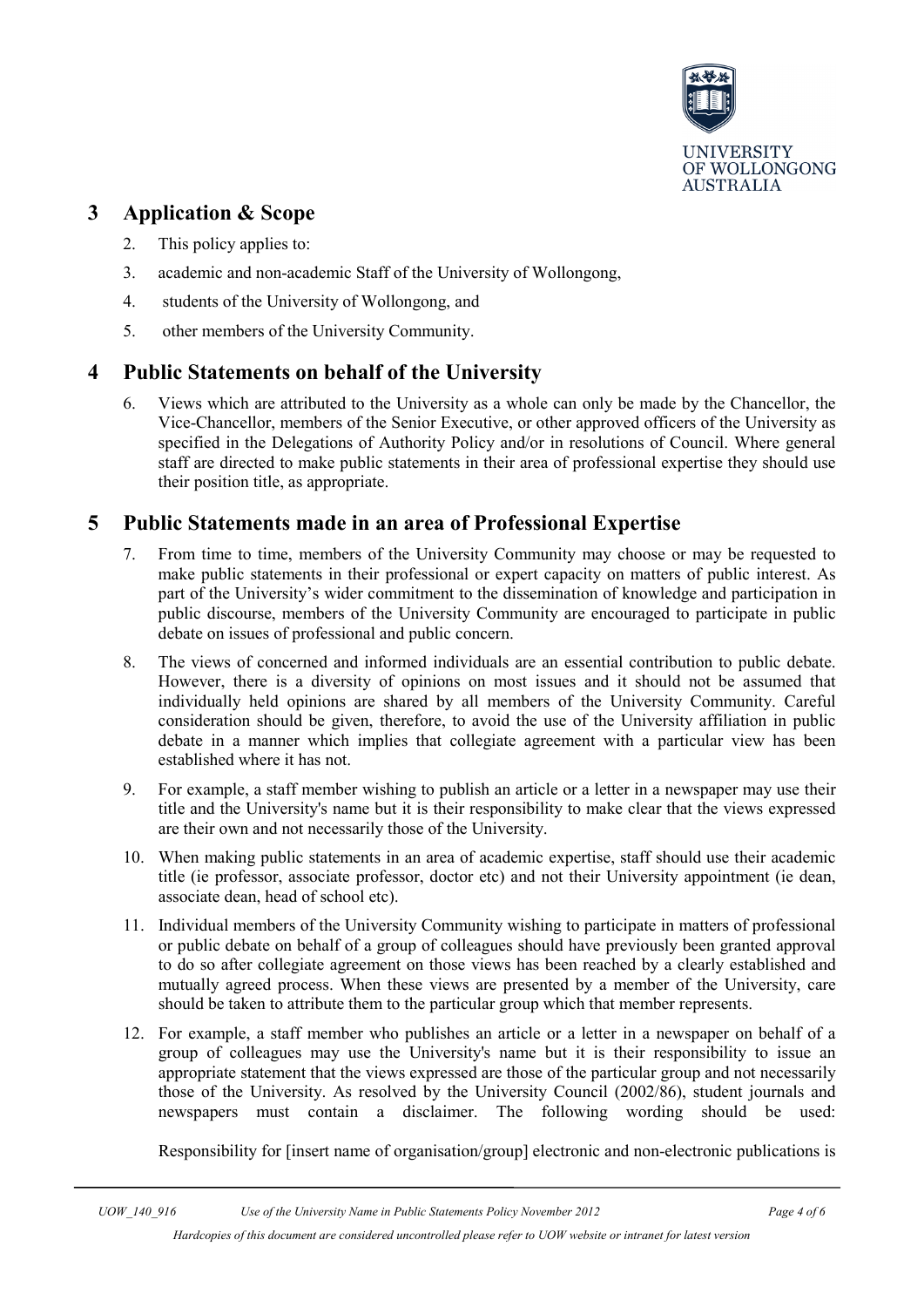## 3 Application & Scope

2. This policy applies to:
3. academic and non-academic Staff of the University of Wollongong,
4. students of the University of Wollongong, and
5. other members of the University Community.

## 4 Public Statements on behalf of the University

6. Views which are attributed to the University as a whole can only be made by the Chancellor, the Vice-Chancellor, members of the Senior Executive, or other approved officers of the University as specified in the Delegations of Authority Policy and/or in resolutions of Council. Where general staff are directed to make public statements in their area of professional expertise they should use their position title, as appropriate.

## 5 Public Statements made in an area of Professional Expertise

7. From time to time, members of the University Community may choose or may be requested to make public statements in their professional or expert capacity on matters of public interest. As part of the University's wider commitment to the dissemination of knowledge and participation in public discourse, members of the University Community are encouraged to participate in public debate on issues of professional and public concern.
8. The views of concerned and informed individuals are an essential contribution to public debate. However, there is a diversity of opinions on most issues and it should not be assumed that individually held opinions are shared by all members of the University Community. Careful consideration should be given, therefore, to avoid the use of the University affiliation in public debate in a manner which implies that collegiate agreement with a particular view has been established where it has not.
9. For example, a staff member wishing to publish an article or a letter in a newspaper may use their title and the University's name but it is their responsibility to make clear that the views expressed are their own and not necessarily those of the University.
10. When making public statements in an area of academic expertise, staff should use their academic title (ie professor, associate professor, doctor etc) and not their University appointment (ie dean, associate dean, head of school etc).
11. Individual members of the University Community wishing to participate in matters of professional or public debate on behalf of a group of colleagues should have previously been granted approval to do so after collegiate agreement on those views has been reached by a clearly established and mutually agreed process. When these views are presented by a member of the University, care should be taken to attribute them to the particular group which that member represents.
12. For example, a staff member who publishes an article or a letter in a newspaper on behalf of a group of colleagues may use the University's name but it is their responsibility to issue an appropriate statement that the views expressed are those of the particular group and not necessarily those of the University. As resolved by the University Council (2002/86), student journals and newspapers must contain a disclaimer. The following wording should be used:

    Responsibility for [insert name of organisation/group] electronic and non-electronic publications is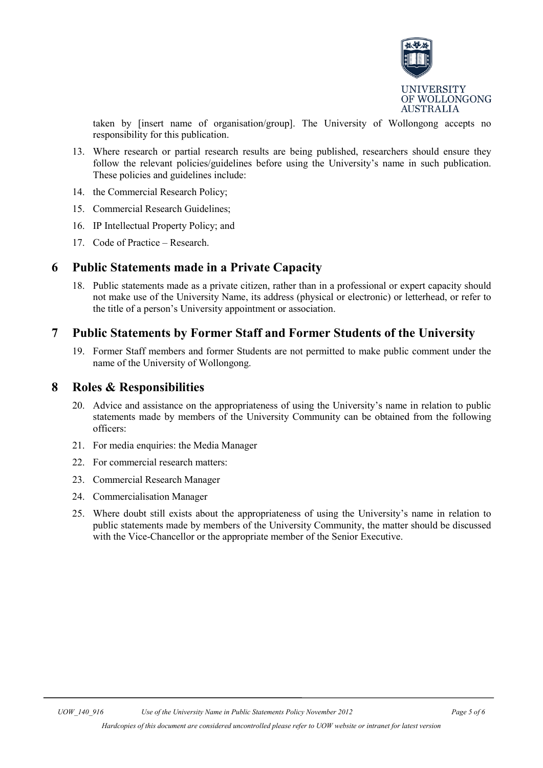taken by [insert name of organisation/group]. The University of Wollongong accepts no responsibility for this publication.

13. Where research or partial research results are being published, researchers should ensure they follow the relevant policies/guidelines before using the University's name in such publication. These policies and guidelines include:
14. the Commercial Research Policy;
15. Commercial Research Guidelines;
16. IP Intellectual Property Policy; and
17. Code of Practice – Research.

## 6 Public Statements made in a Private Capacity

18. Public statements made as a private citizen, rather than in a professional or expert capacity should not make use of the University Name, its address (physical or electronic) or letterhead, or refer to the title of a person's University appointment or association.

## 7 Public Statements by Former Staff and Former Students of the University

19. Former Staff members and former Students are not permitted to make public comment under the name of the University of Wollongong.

## 8 Roles & Responsibilities

20. Advice and assistance on the appropriateness of using the University's name in relation to public statements made by members of the University Community can be obtained from the following officers:
21. For media enquiries: the Media Manager
22. For commercial research matters:
23. Commercial Research Manager
24. Commercialisation Manager
25. Where doubt still exists about the appropriateness of using the University's name in relation to public statements made by members of the University Community, the matter should be discussed with the Vice-Chancellor or the appropriate member of the Senior Executive.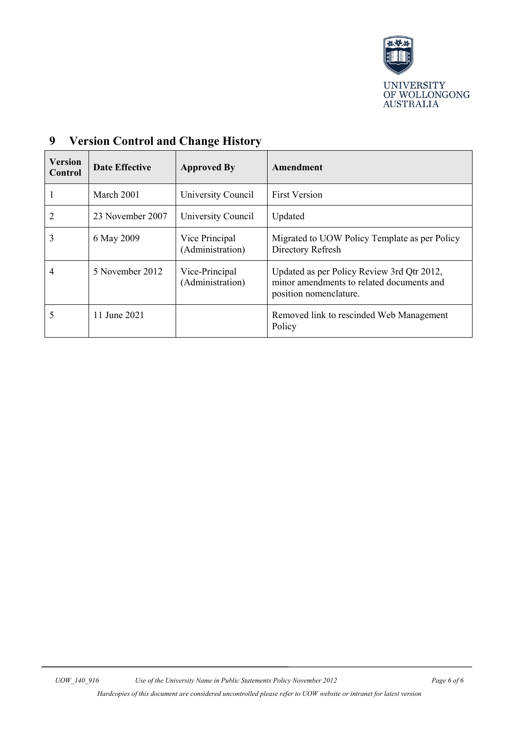## 9 Version Control and Change History

| Version Control | Date Effective | Approved By | Amendment |
|---|---|---|---|
| 1 | March 2001 | University Council | First Version |
| 2 | 23 November 2007 | University Council | Updated |
| 3 | 6 May 2009 | Vice Principal (Administration) | Migrated to UOW Policy Template as per Policy Directory Refresh |
| 4 | 5 November 2012 | Vice-Principal (Administration) | Updated as per Policy Review 3rd Qtr 2012, minor amendments to related documents and position nomenclature. |
| 5 | 11 June 2021 | | Removed link to rescinded Web Management Policy |